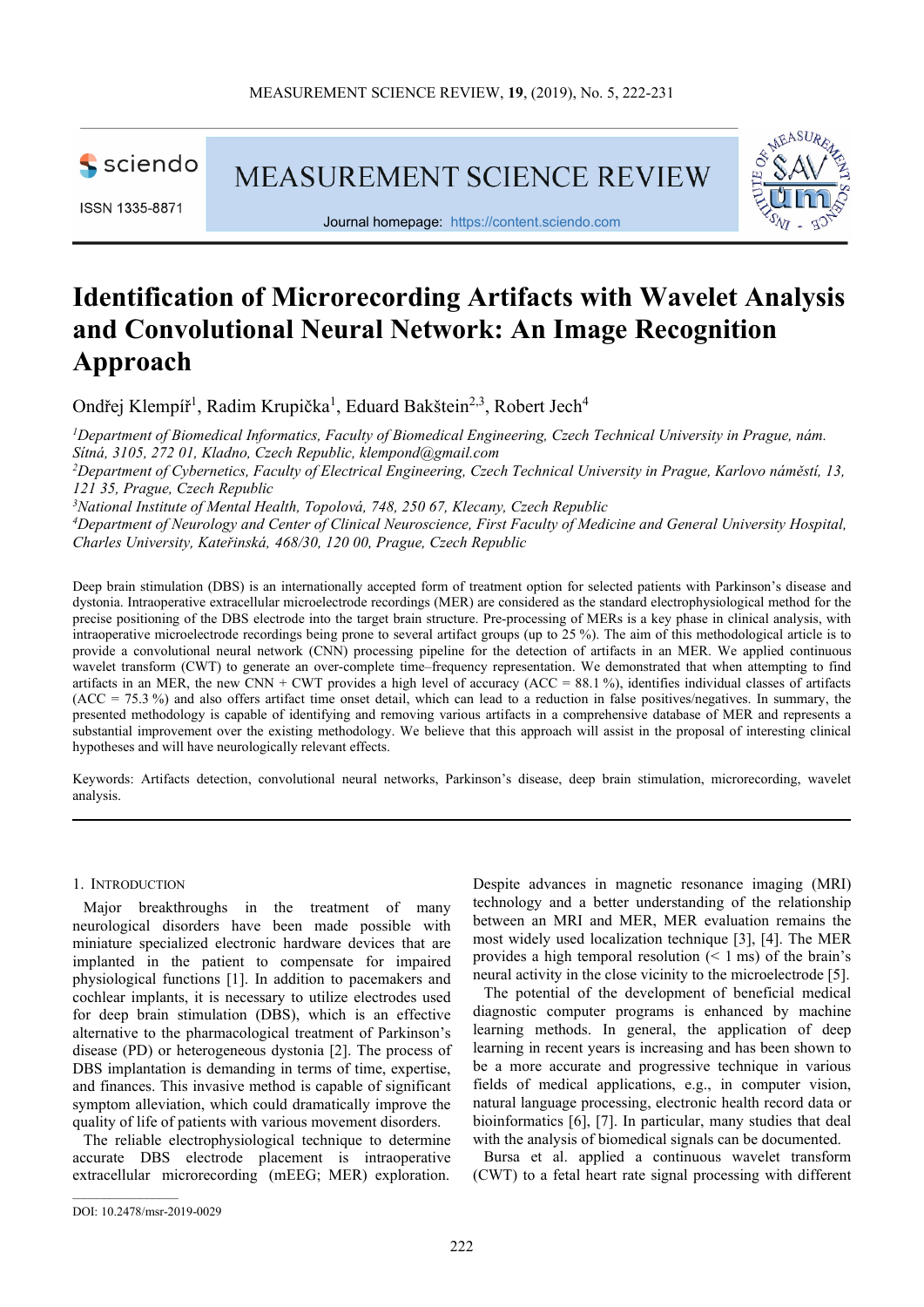# Identification of Microrecording Artifacts with Wavelet Analysis and Convolutional Neural Network: An Image Recognition Approach

Ondřej Klempíř[1], Radim Krupička[1], Eduard Bakštein[2,3], Robert Jech[4]

[1]*Department of Biomedical Informatics, Faculty of Biomedical Engineering, Czech Technical University in Prague, nám. Sítná, 3105, 272 01, Kladno, Czech Republic, klempond@gmail.com*
[2]*Department of Cybernetics, Faculty of Electrical Engineering, Czech Technical University in Prague, Karlovo náměstí, 13, 121 35, Prague, Czech Republic*
[3]*National Institute of Mental Health, Topolová, 748, 250 67, Klecany, Czech Republic*
[4]*Department of Neurology and Center of Clinical Neuroscience, First Faculty of Medicine and General University Hospital, Charles University, Kateřinská, 468/30, 120 00, Prague, Czech Republic*

Deep brain stimulation (DBS) is an internationally accepted form of treatment option for selected patients with Parkinson's disease and dystonia. Intraoperative extracellular microelectrode recordings (MER) are considered as the standard electrophysiological method for the precise positioning of the DBS electrode into the target brain structure. Pre-processing of MERs is a key phase in clinical analysis, with intraoperative microelectrode recordings being prone to several artifact groups (up to 25 %). The aim of this methodological article is to provide a convolutional neural network (CNN) processing pipeline for the detection of artifacts in an MER. We applied continuous wavelet transform (CWT) to generate an over-complete time–frequency representation. We demonstrated that when attempting to find artifacts in an MER, the new CNN + CWT provides a high level of accuracy (ACC = 88.1 %), identifies individual classes of artifacts (ACC = 75.3 %) and also offers artifact time onset detail, which can lead to a reduction in false positives/negatives. In summary, the presented methodology is capable of identifying and removing various artifacts in a comprehensive database of MER and represents a substantial improvement over the existing methodology. We believe that this approach will assist in the proposal of interesting clinical hypotheses and will have neurologically relevant effects.

Keywords: Artifacts detection, convolutional neural networks, Parkinson's disease, deep brain stimulation, microrecording, wavelet analysis.

## 1. Introduction

Major breakthroughs in the treatment of many neurological disorders have been made possible with miniature specialized electronic hardware devices that are implanted in the patient to compensate for impaired physiological functions [1]. In addition to pacemakers and cochlear implants, it is necessary to utilize electrodes used for deep brain stimulation (DBS), which is an effective alternative to the pharmacological treatment of Parkinson's disease (PD) or heterogeneous dystonia [2]. The process of DBS implantation is demanding in terms of time, expertise, and finances. This invasive method is capable of significant symptom alleviation, which could dramatically improve the quality of life of patients with various movement disorders.

The reliable electrophysiological technique to determine accurate DBS electrode placement is intraoperative extracellular microrecording (mEEG; MER) exploration. Despite advances in magnetic resonance imaging (MRI) technology and a better understanding of the relationship between an MRI and MER, MER evaluation remains the most widely used localization technique [3], [4]. The MER provides a high temporal resolution (< 1 ms) of the brain's neural activity in the close vicinity to the microelectrode [5].

The potential of the development of beneficial medical diagnostic computer programs is enhanced by machine learning methods. In general, the application of deep learning in recent years is increasing and has been shown to be a more accurate and progressive technique in various fields of medical applications, e.g., in computer vision, natural language processing, electronic health record data or bioinformatics [6], [7]. In particular, many studies that deal with the analysis of biomedical signals can be documented.

Bursa et al. applied a continuous wavelet transform (CWT) to a fetal heart rate signal processing with different

DOI: 10.2478/msr-2019-0029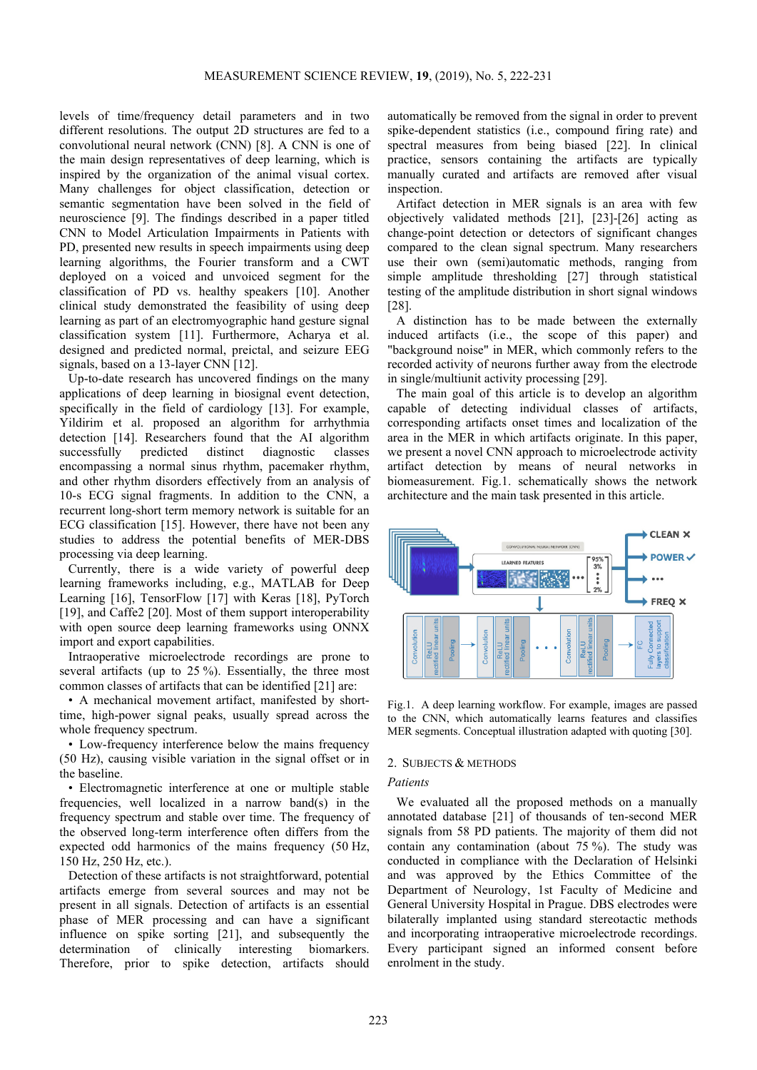levels of time/frequency detail parameters and in two different resolutions. The output 2D structures are fed to a convolutional neural network (CNN) [8]. A CNN is one of the main design representatives of deep learning, which is inspired by the organization of the animal visual cortex. Many challenges for object classification, detection or semantic segmentation have been solved in the field of neuroscience [9]. The findings described in a paper titled CNN to Model Articulation Impairments in Patients with PD, presented new results in speech impairments using deep learning algorithms, the Fourier transform and a CWT deployed on a voiced and unvoiced segment for the classification of PD vs. healthy speakers [10]. Another clinical study demonstrated the feasibility of using deep learning as part of an electromyographic hand gesture signal classification system [11]. Furthermore, Acharya et al. designed and predicted normal, preictal, and seizure EEG signals, based on a 13-layer CNN [12].

Up-to-date research has uncovered findings on the many applications of deep learning in biosignal event detection, specifically in the field of cardiology [13]. For example, Yildirim et al. proposed an algorithm for arrhythmia detection [14]. Researchers found that the AI algorithm successfully predicted distinct diagnostic classes encompassing a normal sinus rhythm, pacemaker rhythm, and other rhythm disorders effectively from an analysis of 10-s ECG signal fragments. In addition to the CNN, a recurrent long-short term memory network is suitable for an ECG classification [15]. However, there have not been any studies to address the potential benefits of MER-DBS processing via deep learning.

Currently, there is a wide variety of powerful deep learning frameworks including, e.g., MATLAB for Deep Learning [16], TensorFlow [17] with Keras [18], PyTorch [19], and Caffe2 [20]. Most of them support interoperability with open source deep learning frameworks using ONNX import and export capabilities.

Intraoperative microelectrode recordings are prone to several artifacts (up to 25 %). Essentially, the three most common classes of artifacts that can be identified [21] are:

- A mechanical movement artifact, manifested by short-time, high-power signal peaks, usually spread across the whole frequency spectrum.
- Low-frequency interference below the mains frequency (50 Hz), causing visible variation in the signal offset or in the baseline.
- Electromagnetic interference at one or multiple stable frequencies, well localized in a narrow band(s) in the frequency spectrum and stable over time. The frequency of the observed long-term interference often differs from the expected odd harmonics of the mains frequency (50 Hz, 150 Hz, 250 Hz, etc.).

Detection of these artifacts is not straightforward, potential artifacts emerge from several sources and may not be present in all signals. Detection of artifacts is an essential phase of MER processing and can have a significant influence on spike sorting [21], and subsequently the determination of clinically interesting biomarkers. Therefore, prior to spike detection, artifacts should automatically be removed from the signal in order to prevent spike-dependent statistics (i.e., compound firing rate) and spectral measures from being biased [22]. In clinical practice, sensors containing the artifacts are typically manually curated and artifacts are removed after visual inspection.

Artifact detection in MER signals is an area with few objectively validated methods [21], [23]-[26] acting as change-point detection or detectors of significant changes compared to the clean signal spectrum. Many researchers use their own (semi)automatic methods, ranging from simple amplitude thresholding [27] through statistical testing of the amplitude distribution in short signal windows [28].

A distinction has to be made between the externally induced artifacts (i.e., the scope of this paper) and "background noise" in MER, which commonly refers to the recorded activity of neurons further away from the electrode in single/multiunit activity processing [29].

The main goal of this article is to develop an algorithm capable of detecting individual classes of artifacts, corresponding artifacts onset times and localization of the area in the MER in which artifacts originate. In this paper, we present a novel CNN approach to microelectrode activity artifact detection by means of neural networks in biomeasurement. Fig.1. schematically shows the network architecture and the main task presented in this article.

Fig.1. A deep learning workflow. For example, images are passed to the CNN, which automatically learns features and classifies MER segments. Conceptual illustration adapted with quoting [30].

## 2. Subjects & Methods

### Patients

We evaluated all the proposed methods on a manually annotated database [21] of thousands of ten-second MER signals from 58 PD patients. The majority of them did not contain any contamination (about 75 %). The study was conducted in compliance with the Declaration of Helsinki and was approved by the Ethics Committee of the Department of Neurology, 1st Faculty of Medicine and General University Hospital in Prague. DBS electrodes were bilaterally implanted using standard stereotactic methods and incorporating intraoperative microelectrode recordings. Every participant signed an informed consent before enrolment in the study.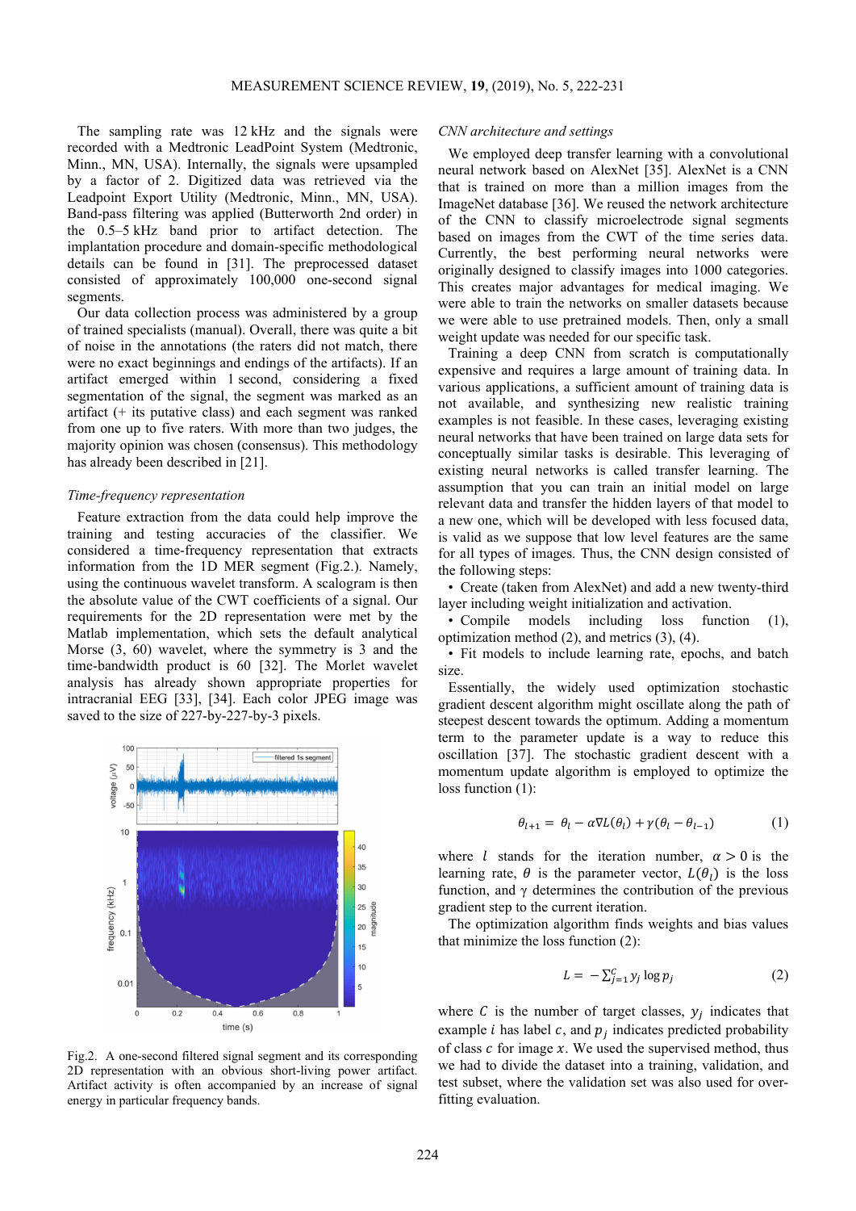The sampling rate was 12 kHz and the signals were recorded with a Medtronic LeadPoint System (Medtronic, Minn., MN, USA). Internally, the signals were upsampled by a factor of 2. Digitized data was retrieved via the Leadpoint Export Utility (Medtronic, Minn., MN, USA). Band-pass filtering was applied (Butterworth 2nd order) in the 0.5–5 kHz band prior to artifact detection. The implantation procedure and domain-specific methodological details can be found in [31]. The preprocessed dataset consisted of approximately 100,000 one-second signal segments.

Our data collection process was administered by a group of trained specialists (manual). Overall, there was quite a bit of noise in the annotations (the raters did not match, there were no exact beginnings and endings of the artifacts). If an artifact emerged within 1 second, considering a fixed segmentation of the signal, the segment was marked as an artifact (+ its putative class) and each segment was ranked from one up to five raters. With more than two judges, the majority opinion was chosen (consensus). This methodology has already been described in [21].

*Time-frequency representation*

Feature extraction from the data could help improve the training and testing accuracies of the classifier. We considered a time-frequency representation that extracts information from the 1D MER segment (Fig.2.). Namely, using the continuous wavelet transform. A scalogram is then the absolute value of the CWT coefficients of a signal. Our requirements for the 2D representation were met by the Matlab implementation, which sets the default analytical Morse (3, 60) wavelet, where the symmetry is 3 and the time-bandwidth product is 60 [32]. The Morlet wavelet analysis has already shown appropriate properties for intracranial EEG [33], [34]. Each color JPEG image was saved to the size of 227-by-227-by-3 pixels.

Fig.2. A one-second filtered signal segment and its corresponding 2D representation with an obvious short-living power artifact. Artifact activity is often accompanied by an increase of signal energy in particular frequency bands.

*CNN architecture and settings*

We employed deep transfer learning with a convolutional neural network based on AlexNet [35]. AlexNet is a CNN that is trained on more than a million images from the ImageNet database [36]. We reused the network architecture of the CNN to classify microelectrode signal segments based on images from the CWT of the time series data. Currently, the best performing neural networks were originally designed to classify images into 1000 categories. This creates major advantages for medical imaging. We were able to train the networks on smaller datasets because we were able to use pretrained models. Then, only a small weight update was needed for our specific task.

Training a deep CNN from scratch is computationally expensive and requires a large amount of training data. In various applications, a sufficient amount of training data is not available, and synthesizing new realistic training examples is not feasible. In these cases, leveraging existing neural networks that have been trained on large data sets for conceptually similar tasks is desirable. This leveraging of existing neural networks is called transfer learning. The assumption that you can train an initial model on large relevant data and transfer the hidden layers of that model to a new one, which will be developed with less focused data, is valid as we suppose that low level features are the same for all types of images. Thus, the CNN design consisted of the following steps:

- Create (taken from AlexNet) and add a new twenty-third layer including weight initialization and activation.
- Compile models including loss function (1), optimization method (2), and metrics (3), (4).
- Fit models to include learning rate, epochs, and batch size.

Essentially, the widely used optimization stochastic gradient descent algorithm might oscillate along the path of steepest descent towards the optimum. Adding a momentum term to the parameter update is a way to reduce this oscillation [37]. The stochastic gradient descent with a momentum update algorithm is employed to optimize the loss function (1):

$$\theta_{l+1} = \theta_l - \alpha \nabla L(\theta_l) + \gamma(\theta_l - \theta_{l-1}) \qquad (1)$$

where $l$ stands for the iteration number, $\alpha > 0$ is the learning rate, $\theta$ is the parameter vector, $L(\theta_l)$ is the loss function, and $\gamma$ determines the contribution of the previous gradient step to the current iteration.

The optimization algorithm finds weights and bias values that minimize the loss function (2):

$$L = -\sum_{j=1}^{C} y_j \log p_j \qquad (2)$$

where $C$ is the number of target classes, $y_j$ indicates that example $i$ has label $c$, and $p_j$ indicates predicted probability of class $c$ for image $x$. We used the supervised method, thus we had to divide the dataset into a training, validation, and test subset, where the validation set was also used for over-fitting evaluation.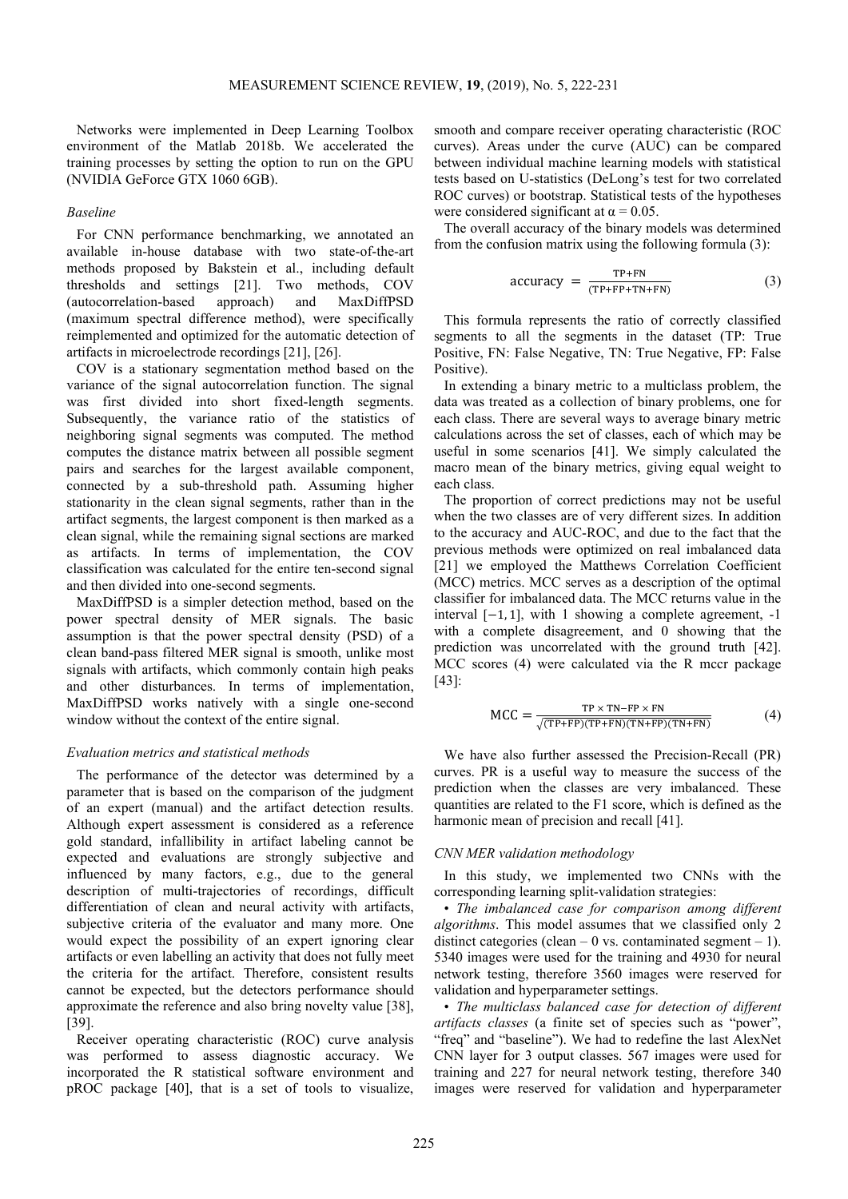Networks were implemented in Deep Learning Toolbox environment of the Matlab 2018b. We accelerated the training processes by setting the option to run on the GPU (NVIDIA GeForce GTX 1060 6GB).

### *Baseline*

For CNN performance benchmarking, we annotated an available in-house database with two state-of-the-art methods proposed by Bakstein et al., including default thresholds and settings [21]. Two methods, COV (autocorrelation-based approach) and MaxDiffPSD (maximum spectral difference method), were specifically reimplemented and optimized for the automatic detection of artifacts in microelectrode recordings [21], [26].

COV is a stationary segmentation method based on the variance of the signal autocorrelation function. The signal was first divided into short fixed-length segments. Subsequently, the variance ratio of the statistics of neighboring signal segments was computed. The method computes the distance matrix between all possible segment pairs and searches for the largest available component, connected by a sub-threshold path. Assuming higher stationarity in the clean signal segments, rather than in the artifact segments, the largest component is then marked as a clean signal, while the remaining signal sections are marked as artifacts. In terms of implementation, the COV classification was calculated for the entire ten-second signal and then divided into one-second segments.

MaxDiffPSD is a simpler detection method, based on the power spectral density of MER signals. The basic assumption is that the power spectral density (PSD) of a clean band-pass filtered MER signal is smooth, unlike most signals with artifacts, which commonly contain high peaks and other disturbances. In terms of implementation, MaxDiffPSD works natively with a single one-second window without the context of the entire signal.

### *Evaluation metrics and statistical methods*

The performance of the detector was determined by a parameter that is based on the comparison of the judgment of an expert (manual) and the artifact detection results. Although expert assessment is considered as a reference gold standard, infallibility in artifact labeling cannot be expected and evaluations are strongly subjective and influenced by many factors, e.g., due to the general description of multi-trajectories of recordings, difficult differentiation of clean and neural activity with artifacts, subjective criteria of the evaluator and many more. One would expect the possibility of an expert ignoring clear artifacts or even labelling an activity that does not fully meet the criteria for the artifact. Therefore, consistent results cannot be expected, but the detectors performance should approximate the reference and also bring novelty value [38], [39].

Receiver operating characteristic (ROC) curve analysis was performed to assess diagnostic accuracy. We incorporated the R statistical software environment and pROC package [40], that is a set of tools to visualize, smooth and compare receiver operating characteristic (ROC curves). Areas under the curve (AUC) can be compared between individual machine learning models with statistical tests based on U-statistics (DeLong's test for two correlated ROC curves) or bootstrap. Statistical tests of the hypotheses were considered significant at $\alpha = 0.05$.

The overall accuracy of the binary models was determined from the confusion matrix using the following formula (3):

$$\text{accuracy} = \frac{\text{TP+FN}}{(\text{TP+FP+TN+FN})} \tag{3}$$

This formula represents the ratio of correctly classified segments to all the segments in the dataset (TP: True Positive, FN: False Negative, TN: True Negative, FP: False Positive).

In extending a binary metric to a multiclass problem, the data was treated as a collection of binary problems, one for each class. There are several ways to average binary metric calculations across the set of classes, each of which may be useful in some scenarios [41]. We simply calculated the macro mean of the binary metrics, giving equal weight to each class.

The proportion of correct predictions may not be useful when the two classes are of very different sizes. In addition to the accuracy and AUC-ROC, and due to the fact that the previous methods were optimized on real imbalanced data [21] we employed the Matthews Correlation Coefficient (MCC) metrics. MCC serves as a description of the optimal classifier for imbalanced data. The MCC returns value in the interval $[-1, 1]$, with 1 showing a complete agreement, -1 with a complete disagreement, and 0 showing that the prediction was uncorrelated with the ground truth [42]. MCC scores (4) were calculated via the R mccr package [43]:

$$\text{MCC} = \frac{\text{TP} \times \text{TN} - \text{FP} \times \text{FN}}{\sqrt{(\text{TP+FP})(\text{TP+FN})(\text{TN+FP})(\text{TN+FN})}} \tag{4}$$

We have also further assessed the Precision-Recall (PR) curves. PR is a useful way to measure the success of the prediction when the classes are very imbalanced. These quantities are related to the F1 score, which is defined as the harmonic mean of precision and recall [41].

### *CNN MER validation methodology*

In this study, we implemented two CNNs with the corresponding learning split-validation strategies:

- *The imbalanced case for comparison among different algorithms*. This model assumes that we classified only 2 distinct categories (clean – 0 vs. contaminated segment – 1). 5340 images were used for the training and 4930 for neural network testing, therefore 3560 images were reserved for validation and hyperparameter settings.
- *The multiclass balanced case for detection of different artifacts classes* (a finite set of species such as "power", "freq" and "baseline"). We had to redefine the last AlexNet CNN layer for 3 output classes. 567 images were used for training and 227 for neural network testing, therefore 340 images were reserved for validation and hyperparameter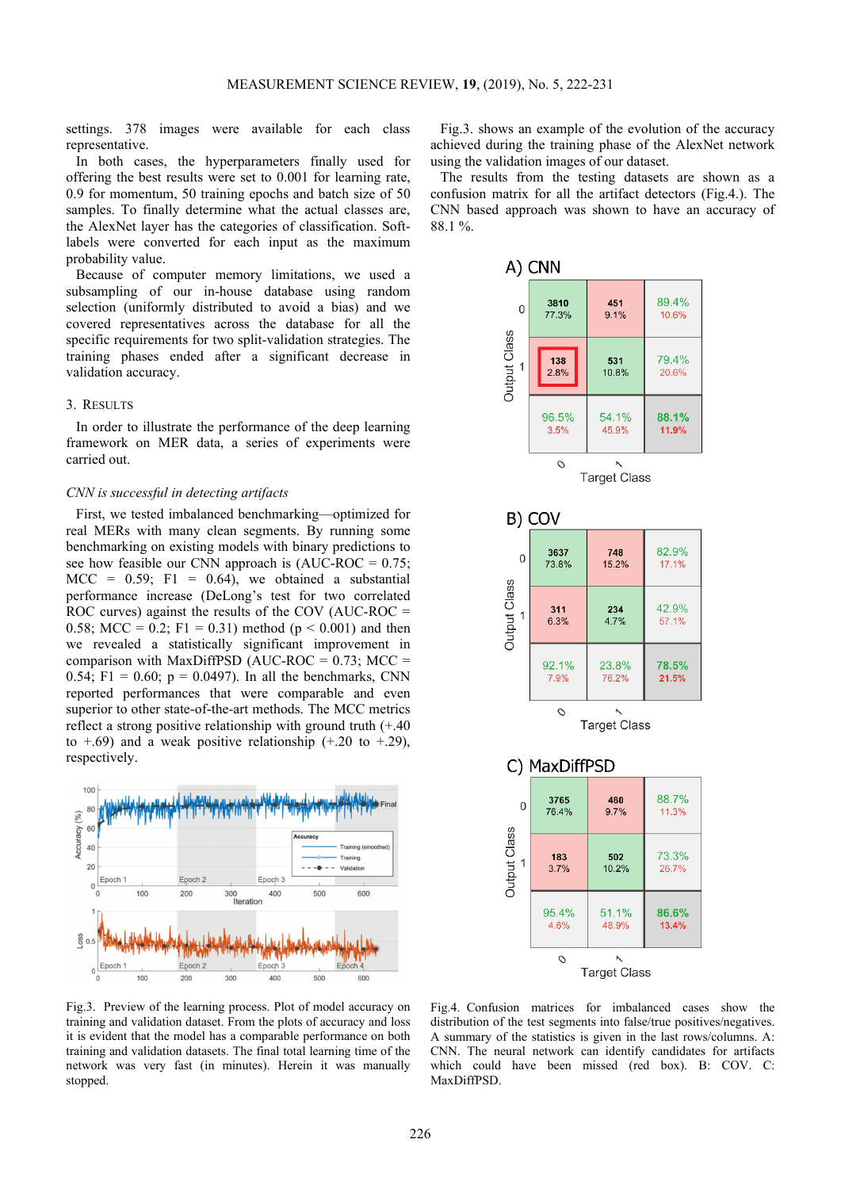settings. 378 images were available for each class representative.

In both cases, the hyperparameters finally used for offering the best results were set to 0.001 for learning rate, 0.9 for momentum, 50 training epochs and batch size of 50 samples. To finally determine what the actual classes are, the AlexNet layer has the categories of classification. Soft-labels were converted for each input as the maximum probability value.

Because of computer memory limitations, we used a subsampling of our in-house database using random selection (uniformly distributed to avoid a bias) and we covered representatives across the database for all the specific requirements for two split-validation strategies. The training phases ended after a significant decrease in validation accuracy.

## 3. Results

In order to illustrate the performance of the deep learning framework on MER data, a series of experiments were carried out.

### *CNN is successful in detecting artifacts*

First, we tested imbalanced benchmarking—optimized for real MERs with many clean segments. By running some benchmarking on existing models with binary predictions to see how feasible our CNN approach is (AUC-ROC = 0.75; MCC = 0.59; F1 = 0.64), we obtained a substantial performance increase (DeLong's test for two correlated ROC curves) against the results of the COV (AUC-ROC = 0.58; MCC = 0.2; F1 = 0.31) method ($p < 0.001$) and then we revealed a statistically significant improvement in comparison with MaxDiffPSD (AUC-ROC = 0.73; MCC = 0.54; F1 = 0.60; $p = 0.0497$). In all the benchmarks, CNN reported performances that were comparable and even superior to other state-of-the-art methods. The MCC metrics reflect a strong positive relationship with ground truth (+.40 to +.69) and a weak positive relationship (+.20 to +.29), respectively.

Fig.3. Preview of the learning process. Plot of model accuracy on training and validation dataset. From the plots of accuracy and loss it is evident that the model has a comparable performance on both training and validation datasets. The final total learning time of the network was very fast (in minutes). Herein it was manually stopped.

Fig.3. shows an example of the evolution of the accuracy achieved during the training phase of the AlexNet network using the validation images of our dataset.

The results from the testing datasets are shown as a confusion matrix for all the artifact detectors (Fig.4.). The CNN based approach was shown to have an accuracy of 88.1 %.

A) CNN

| Output Class \ Target Class | 0 | 1 | |
|---|---|---|---|
| 0 | 3810 (77.3%) | 451 (9.1%) | 89.4% / 10.6% |
| 1 | 138 (2.8%) | 531 (10.8%) | 79.4% / 20.6% |
| | 96.5% / 3.5% | 54.1% / 45.9% | **88.1% / 11.9%** |

B) COV

| Output Class \ Target Class | 0 | 1 | |
|---|---|---|---|
| 0 | 3637 (73.8%) | 748 (15.2%) | 82.9% / 17.1% |
| 1 | 311 (6.3%) | 234 (4.7%) | 42.9% / 57.1% |
| | 92.1% / 7.9% | 23.8% / 76.2% | **78.5% / 21.5%** |

C) MaxDiffPSD

| Output Class \ Target Class | 0 | 1 | |
|---|---|---|---|
| 0 | 3765 (76.4%) | 480 (9.7%) | 88.7% / 11.3% |
| 1 | 183 (3.7%) | 502 (10.2%) | 73.3% / 26.7% |
| | 95.4% / 4.6% | 51.1% / 48.9% | **86.6% / 13.4%** |

Fig.4. Confusion matrices for imbalanced cases show the distribution of the test segments into false/true positives/negatives. A summary of the statistics is given in the last rows/columns. A: CNN. The neural network can identify candidates for artifacts which could have been missed (red box). B: COV. C: MaxDiffPSD.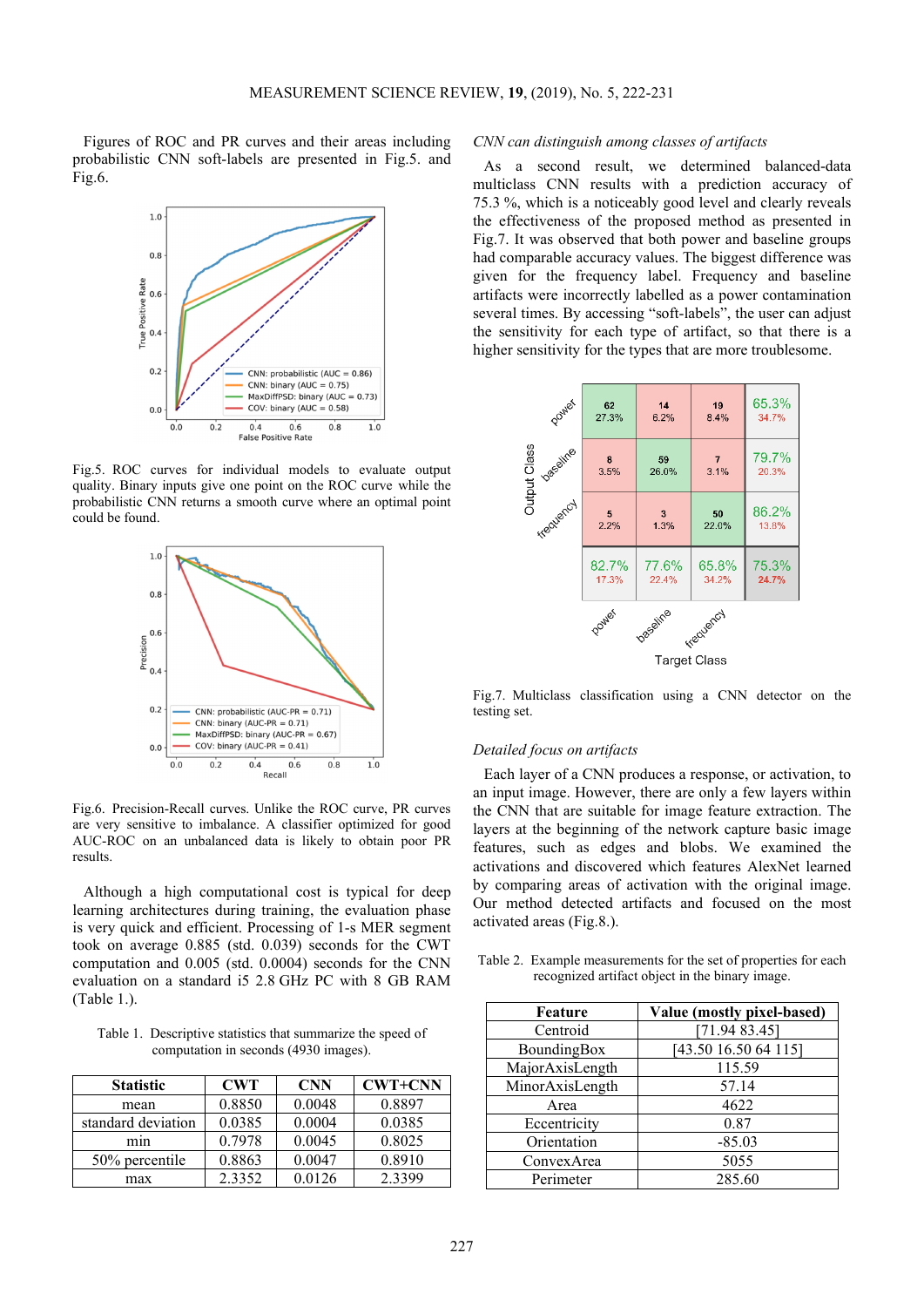Figures of ROC and PR curves and their areas including probabilistic CNN soft-labels are presented in Fig.5. and Fig.6.

Fig.5. ROC curves for individual models to evaluate output quality. Binary inputs give one point on the ROC curve while the probabilistic CNN returns a smooth curve where an optimal point could be found.

Fig.6. Precision-Recall curves. Unlike the ROC curve, PR curves are very sensitive to imbalance. A classifier optimized for good AUC-ROC on an unbalanced data is likely to obtain poor PR results.

Although a high computational cost is typical for deep learning architectures during training, the evaluation phase is very quick and efficient. Processing of 1-s MER segment took on average 0.885 (std. 0.039) seconds for the CWT computation and 0.005 (std. 0.0004) seconds for the CNN evaluation on a standard i5 2.8 GHz PC with 8 GB RAM (Table 1.).

Table 1. Descriptive statistics that summarize the speed of computation in seconds (4930 images).

| Statistic | CWT | CNN | CWT+CNN |
|---|---|---|---|
| mean | 0.8850 | 0.0048 | 0.8897 |
| standard deviation | 0.0385 | 0.0004 | 0.0385 |
| min | 0.7978 | 0.0045 | 0.8025 |
| 50% percentile | 0.8863 | 0.0047 | 0.8910 |
| max | 2.3352 | 0.0126 | 2.3399 |

### *CNN can distinguish among classes of artifacts*

As a second result, we determined balanced-data multiclass CNN results with a prediction accuracy of 75.3 %, which is a noticeably good level and clearly reveals the effectiveness of the proposed method as presented in Fig.7. It was observed that both power and baseline groups had comparable accuracy values. The biggest difference was given for the frequency label. Frequency and baseline artifacts were incorrectly labelled as a power contamination several times. By accessing "soft-labels", the user can adjust the sensitivity for each type of artifact, so that there is a higher sensitivity for the types that are more troublesome.

Fig.7. Multiclass classification using a CNN detector on the testing set.

### *Detailed focus on artifacts*

Each layer of a CNN produces a response, or activation, to an input image. However, there are only a few layers within the CNN that are suitable for image feature extraction. The layers at the beginning of the network capture basic image features, such as edges and blobs. We examined the activations and discovered which features AlexNet learned by comparing areas of activation with the original image. Our method detected artifacts and focused on the most activated areas (Fig.8.).

Table 2. Example measurements for the set of properties for each recognized artifact object in the binary image.

| Feature | Value (mostly pixel-based) |
|---|---|
| Centroid | [71.94 83.45] |
| BoundingBox | [43.50 16.50 64 115] |
| MajorAxisLength | 115.59 |
| MinorAxisLength | 57.14 |
| Area | 4622 |
| Eccentricity | 0.87 |
| Orientation | -85.03 |
| ConvexArea | 5055 |
| Perimeter | 285.60 |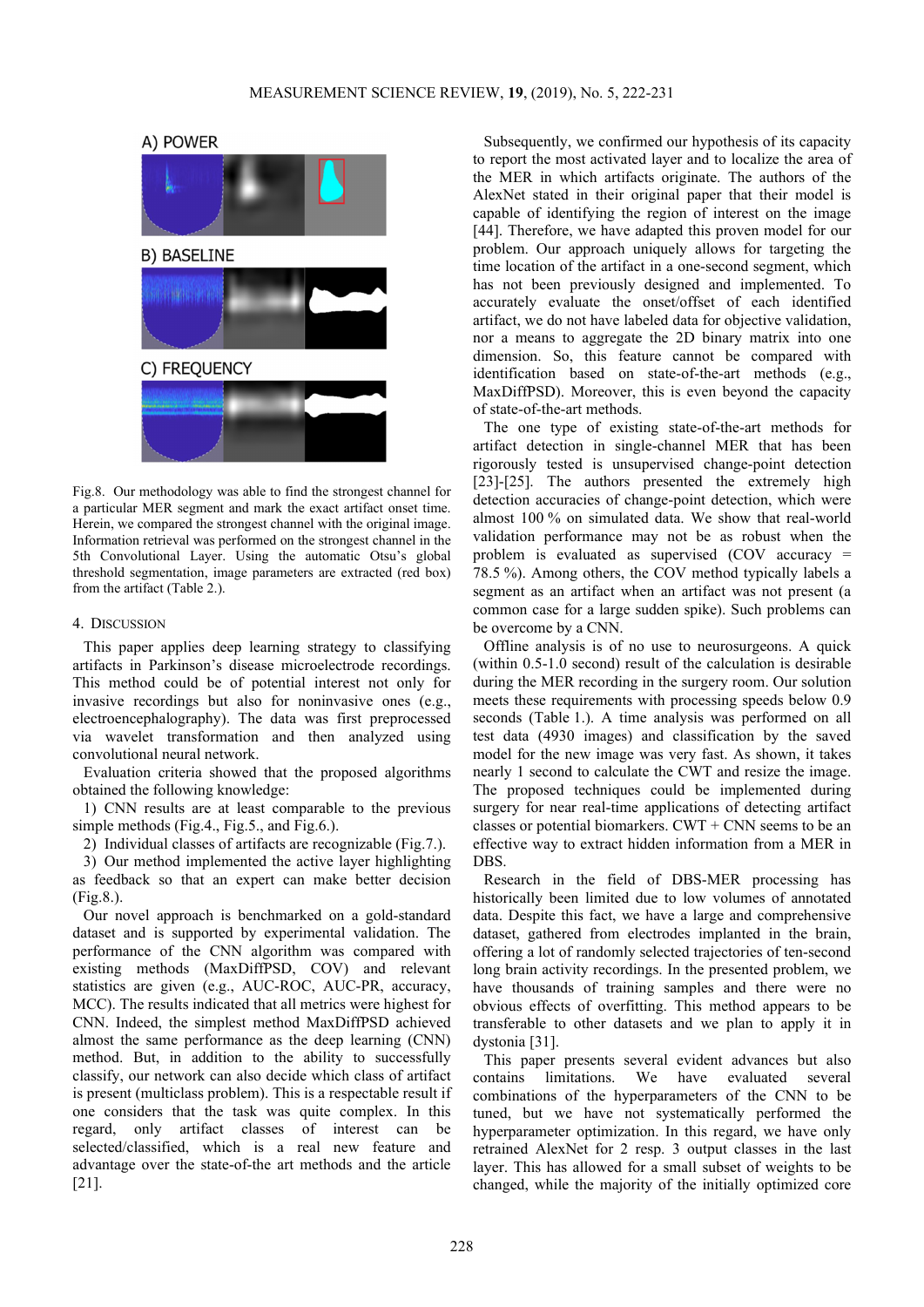A) POWER

B) BASELINE

C) FREQUENCY

Fig.8. Our methodology was able to find the strongest channel for a particular MER segment and mark the exact artifact onset time. Herein, we compared the strongest channel with the original image. Information retrieval was performed on the strongest channel in the 5th Convolutional Layer. Using the automatic Otsu's global threshold segmentation, image parameters are extracted (red box) from the artifact (Table 2.).

## 4. Discussion

This paper applies deep learning strategy to classifying artifacts in Parkinson's disease microelectrode recordings. This method could be of potential interest not only for invasive recordings but also for noninvasive ones (e.g., electroencephalography). The data was first preprocessed via wavelet transformation and then analyzed using convolutional neural network.

Evaluation criteria showed that the proposed algorithms obtained the following knowledge:

1) CNN results are at least comparable to the previous simple methods (Fig.4., Fig.5., and Fig.6.).

2) Individual classes of artifacts are recognizable (Fig.7.).

3) Our method implemented the active layer highlighting as feedback so that an expert can make better decision (Fig.8.).

Our novel approach is benchmarked on a gold-standard dataset and is supported by experimental validation. The performance of the CNN algorithm was compared with existing methods (MaxDiffPSD, COV) and relevant statistics are given (e.g., AUC-ROC, AUC-PR, accuracy, MCC). The results indicated that all metrics were highest for CNN. Indeed, the simplest method MaxDiffPSD achieved almost the same performance as the deep learning (CNN) method. But, in addition to the ability to successfully classify, our network can also decide which class of artifact is present (multiclass problem). This is a respectable result if one considers that the task was quite complex. In this regard, only artifact classes of interest can be selected/classified, which is a real new feature and advantage over the state-of-the art methods and the article [21].

Subsequently, we confirmed our hypothesis of its capacity to report the most activated layer and to localize the area of the MER in which artifacts originate. The authors of the AlexNet stated in their original paper that their model is capable of identifying the region of interest on the image [44]. Therefore, we have adapted this proven model for our problem. Our approach uniquely allows for targeting the time location of the artifact in a one-second segment, which has not been previously designed and implemented. To accurately evaluate the onset/offset of each identified artifact, we do not have labeled data for objective validation, nor a means to aggregate the 2D binary matrix into one dimension. So, this feature cannot be compared with identification based on state-of-the-art methods (e.g., MaxDiffPSD). Moreover, this is even beyond the capacity of state-of-the-art methods.

The one type of existing state-of-the-art methods for artifact detection in single-channel MER that has been rigorously tested is unsupervised change-point detection [23]-[25]. The authors presented the extremely high detection accuracies of change-point detection, which were almost 100 % on simulated data. We show that real-world validation performance may not be as robust when the problem is evaluated as supervised (COV accuracy = 78.5 %). Among others, the COV method typically labels a segment as an artifact when an artifact was not present (a common case for a large sudden spike). Such problems can be overcome by a CNN.

Offline analysis is of no use to neurosurgeons. A quick (within 0.5-1.0 second) result of the calculation is desirable during the MER recording in the surgery room. Our solution meets these requirements with processing speeds below 0.9 seconds (Table 1.). A time analysis was performed on all test data (4930 images) and classification by the saved model for the new image was very fast. As shown, it takes nearly 1 second to calculate the CWT and resize the image. The proposed techniques could be implemented during surgery for near real-time applications of detecting artifact classes or potential biomarkers. CWT + CNN seems to be an effective way to extract hidden information from a MER in DBS.

Research in the field of DBS-MER processing has historically been limited due to low volumes of annotated data. Despite this fact, we have a large and comprehensive dataset, gathered from electrodes implanted in the brain, offering a lot of randomly selected trajectories of ten-second long brain activity recordings. In the presented problem, we have thousands of training samples and there were no obvious effects of overfitting. This method appears to be transferable to other datasets and we plan to apply it in dystonia [31].

This paper presents several evident advances but also contains limitations. We have evaluated several combinations of the hyperparameters of the CNN to be tuned, but we have not systematically performed the hyperparameter optimization. In this regard, we have only retrained AlexNet for 2 resp. 3 output classes in the last layer. This has allowed for a small subset of weights to be changed, while the majority of the initially optimized core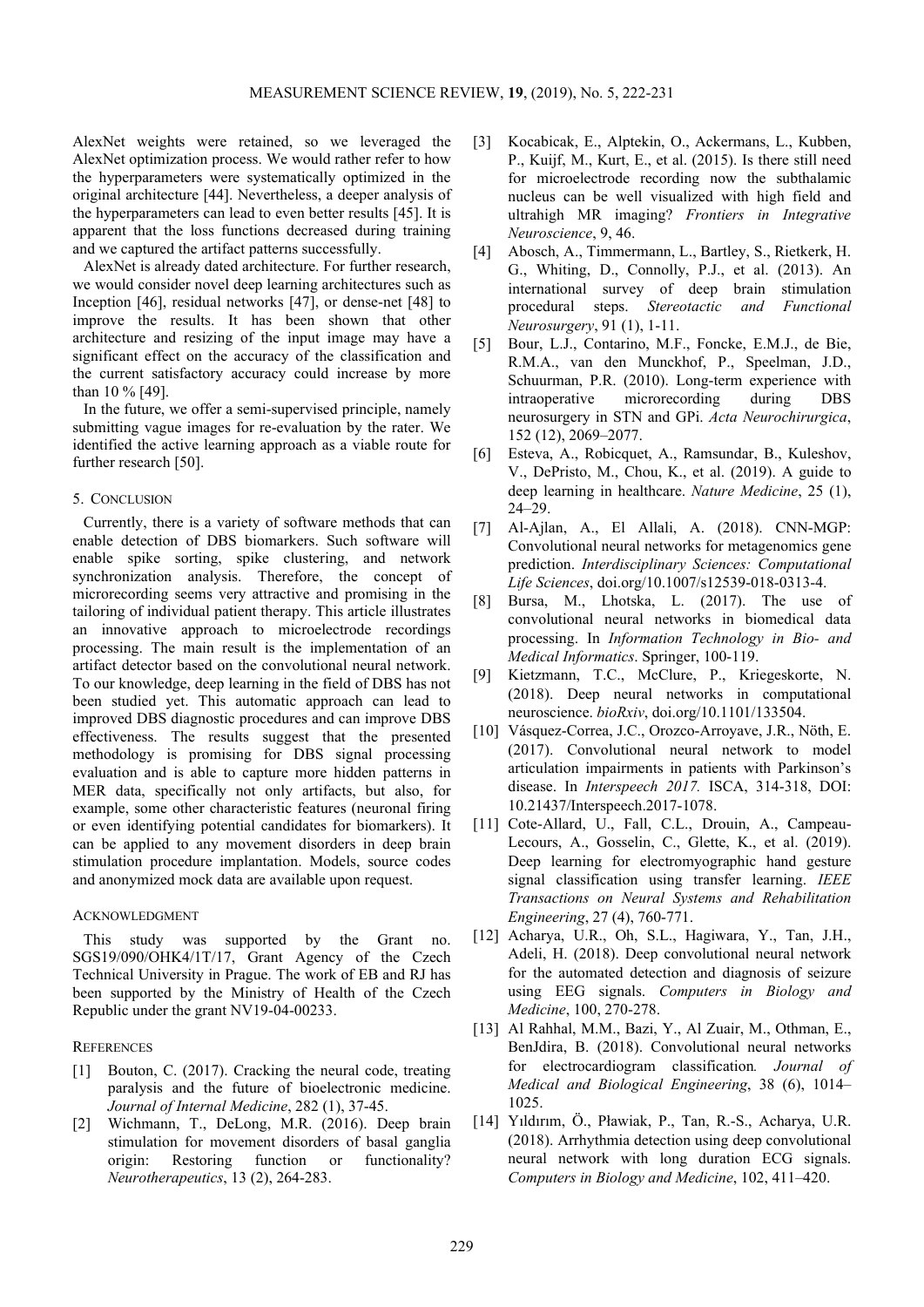AlexNet weights were retained, so we leveraged the AlexNet optimization process. We would rather refer to how the hyperparameters were systematically optimized in the original architecture [44]. Nevertheless, a deeper analysis of the hyperparameters can lead to even better results [45]. It is apparent that the loss functions decreased during training and we captured the artifact patterns successfully.

AlexNet is already dated architecture. For further research, we would consider novel deep learning architectures such as Inception [46], residual networks [47], or dense-net [48] to improve the results. It has been shown that other architecture and resizing of the input image may have a significant effect on the accuracy of the classification and the current satisfactory accuracy could increase by more than 10 % [49].

In the future, we offer a semi-supervised principle, namely submitting vague images for re-evaluation by the rater. We identified the active learning approach as a viable route for further research [50].

## 5. Conclusion

Currently, there is a variety of software methods that can enable detection of DBS biomarkers. Such software will enable spike sorting, spike clustering, and network synchronization analysis. Therefore, the concept of microrecording seems very attractive and promising in the tailoring of individual patient therapy. This article illustrates an innovative approach to microelectrode recordings processing. The main result is the implementation of an artifact detector based on the convolutional neural network. To our knowledge, deep learning in the field of DBS has not been studied yet. This automatic approach can lead to improved DBS diagnostic procedures and can improve DBS effectiveness. The results suggest that the presented methodology is promising for DBS signal processing evaluation and is able to capture more hidden patterns in MER data, specifically not only artifacts, but also, for example, some other characteristic features (neuronal firing or even identifying potential candidates for biomarkers). It can be applied to any movement disorders in deep brain stimulation procedure implantation. Models, source codes and anonymized mock data are available upon request.

## Acknowledgment

This study was supported by the Grant no. SGS19/090/OHK4/1T/17, Grant Agency of the Czech Technical University in Prague. The work of EB and RJ has been supported by the Ministry of Health of the Czech Republic under the grant NV19-04-00233.

## References

[1] Bouton, C. (2017). Cracking the neural code, treating paralysis and the future of bioelectronic medicine. *Journal of Internal Medicine*, 282 (1), 37-45.

[2] Wichmann, T., DeLong, M.R. (2016). Deep brain stimulation for movement disorders of basal ganglia origin: Restoring function or functionality? *Neurotherapeutics*, 13 (2), 264-283.

[3] Kocabicak, E., Alptekin, O., Ackermans, L., Kubben, P., Kuijf, M., Kurt, E., et al. (2015). Is there still need for microelectrode recording now the subthalamic nucleus can be well visualized with high field and ultrahigh MR imaging? *Frontiers in Integrative Neuroscience*, 9, 46.

[4] Abosch, A., Timmermann, L., Bartley, S., Rietkerk, H. G., Whiting, D., Connolly, P.J., et al. (2013). An international survey of deep brain stimulation procedural steps. *Stereotactic and Functional Neurosurgery*, 91 (1), 1-11.

[5] Bour, L.J., Contarino, M.F., Foncke, E.M.J., de Bie, R.M.A., van den Munckhof, P., Speelman, J.D., Schuurman, P.R. (2010). Long-term experience with intraoperative microrecording during DBS neurosurgery in STN and GPi. *Acta Neurochirurgica*, 152 (12), 2069–2077.

[6] Esteva, A., Robicquet, A., Ramsundar, B., Kuleshov, V., DePristo, M., Chou, K., et al. (2019). A guide to deep learning in healthcare. *Nature Medicine*, 25 (1), 24–29.

[7] Al-Ajlan, A., El Allali, A. (2018). CNN-MGP: Convolutional neural networks for metagenomics gene prediction. *Interdisciplinary Sciences: Computational Life Sciences*, doi.org/10.1007/s12539-018-0313-4.

[8] Bursa, M., Lhotska, L. (2017). The use of convolutional neural networks in biomedical data processing. In *Information Technology in Bio- and Medical Informatics*. Springer, 100-119.

[9] Kietzmann, T.C., McClure, P., Kriegeskorte, N. (2018). Deep neural networks in computational neuroscience. *bioRxiv*, doi.org/10.1101/133504.

[10] Vásquez-Correa, J.C., Orozco-Arroyave, J.R., Nöth, E. (2017). Convolutional neural network to model articulation impairments in patients with Parkinson's disease. In *Interspeech 2017.* ISCA, 314-318, DOI: 10.21437/Interspeech.2017-1078.

[11] Cote-Allard, U., Fall, C.L., Drouin, A., Campeau-Lecours, A., Gosselin, C., Glette, K., et al. (2019). Deep learning for electromyographic hand gesture signal classification using transfer learning. *IEEE Transactions on Neural Systems and Rehabilitation Engineering*, 27 (4), 760-771.

[12] Acharya, U.R., Oh, S.L., Hagiwara, Y., Tan, J.H., Adeli, H. (2018). Deep convolutional neural network for the automated detection and diagnosis of seizure using EEG signals. *Computers in Biology and Medicine*, 100, 270-278.

[13] Al Rahhal, M.M., Bazi, Y., Al Zuair, M., Othman, E., BenJdira, B. (2018). Convolutional neural networks for electrocardiogram classification*. Journal of Medical and Biological Engineering*, 38 (6), 1014–1025.

[14] Yıldırım, Ö., Pławiak, P., Tan, R.-S., Acharya, U.R. (2018). Arrhythmia detection using deep convolutional neural network with long duration ECG signals. *Computers in Biology and Medicine*, 102, 411–420.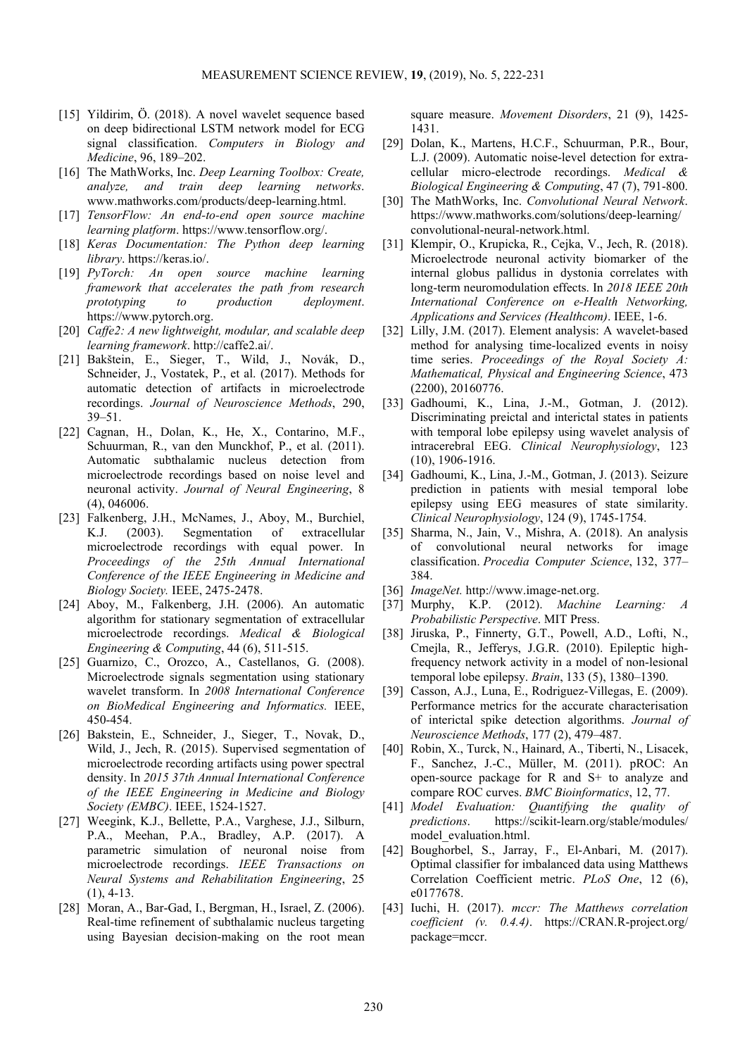[15] Yildirim, Ö. (2018). A novel wavelet sequence based on deep bidirectional LSTM network model for ECG signal classification. *Computers in Biology and Medicine*, 96, 189–202.

[16] The MathWorks, Inc. *Deep Learning Toolbox: Create, analyze, and train deep learning networks*. www.mathworks.com/products/deep-learning.html.

[17] *TensorFlow: An end-to-end open source machine learning platform*. https://www.tensorflow.org/.

[18] *Keras Documentation: The Python deep learning library*. https://keras.io/.

[19] *PyTorch: An open source machine learning framework that accelerates the path from research prototyping to production deployment*. https://www.pytorch.org.

[20] *Caffe2: A new lightweight, modular, and scalable deep learning framework*. http://caffe2.ai/.

[21] Bakštein, E., Sieger, T., Wild, J., Novák, D., Schneider, J., Vostatek, P., et al. (2017). Methods for automatic detection of artifacts in microelectrode recordings. *Journal of Neuroscience Methods*, 290, 39–51.

[22] Cagnan, H., Dolan, K., He, X., Contarino, M.F., Schuurman, R., van den Munckhof, P., et al. (2011). Automatic subthalamic nucleus detection from microelectrode recordings based on noise level and neuronal activity. *Journal of Neural Engineering*, 8 (4), 046006.

[23] Falkenberg, J.H., McNames, J., Aboy, M., Burchiel, K.J. (2003). Segmentation of extracellular microelectrode recordings with equal power. In *Proceedings of the 25th Annual International Conference of the IEEE Engineering in Medicine and Biology Society.* IEEE, 2475-2478.

[24] Aboy, M., Falkenberg, J.H. (2006). An automatic algorithm for stationary segmentation of extracellular microelectrode recordings. *Medical & Biological Engineering & Computing*, 44 (6), 511-515.

[25] Guarnizo, C., Orozco, A., Castellanos, G. (2008). Microelectrode signals segmentation using stationary wavelet transform. In *2008 International Conference on BioMedical Engineering and Informatics.* IEEE, 450-454.

[26] Bakstein, E., Schneider, J., Sieger, T., Novak, D., Wild, J., Jech, R. (2015). Supervised segmentation of microelectrode recording artifacts using power spectral density. In *2015 37th Annual International Conference of the IEEE Engineering in Medicine and Biology Society (EMBC)*. IEEE, 1524-1527.

[27] Weegink, K.J., Bellette, P.A., Varghese, J.J., Silburn, P.A., Meehan, P.A., Bradley, A.P. (2017). A parametric simulation of neuronal noise from microelectrode recordings. *IEEE Transactions on Neural Systems and Rehabilitation Engineering*, 25 (1), 4-13.

[28] Moran, A., Bar-Gad, I., Bergman, H., Israel, Z. (2006). Real-time refinement of subthalamic nucleus targeting using Bayesian decision-making on the root mean square measure. *Movement Disorders*, 21 (9), 1425-1431.

[29] Dolan, K., Martens, H.C.F., Schuurman, P.R., Bour, L.J. (2009). Automatic noise-level detection for extra-cellular micro-electrode recordings. *Medical & Biological Engineering & Computing*, 47 (7), 791-800.

[30] The MathWorks, Inc. *Convolutional Neural Network*. https://www.mathworks.com/solutions/deep-learning/convolutional-neural-network.html.

[31] Klempir, O., Krupicka, R., Cejka, V., Jech, R. (2018). Microelectrode neuronal activity biomarker of the internal globus pallidus in dystonia correlates with long-term neuromodulation effects. In *2018 IEEE 20th International Conference on e-Health Networking, Applications and Services (Healthcom)*. IEEE, 1-6.

[32] Lilly, J.M. (2017). Element analysis: A wavelet-based method for analysing time-localized events in noisy time series. *Proceedings of the Royal Society A: Mathematical, Physical and Engineering Science*, 473 (2200), 20160776.

[33] Gadhoumi, K., Lina, J.-M., Gotman, J. (2012). Discriminating preictal and interictal states in patients with temporal lobe epilepsy using wavelet analysis of intracerebral EEG. *Clinical Neurophysiology*, 123 (10), 1906-1916.

[34] Gadhoumi, K., Lina, J.-M., Gotman, J. (2013). Seizure prediction in patients with mesial temporal lobe epilepsy using EEG measures of state similarity. *Clinical Neurophysiology*, 124 (9), 1745-1754.

[35] Sharma, N., Jain, V., Mishra, A. (2018). An analysis of convolutional neural networks for image classification. *Procedia Computer Science*, 132, 377–384.

[36] *ImageNet.* http://www.image-net.org.

[37] Murphy, K.P. (2012). *Machine Learning: A Probabilistic Perspective*. MIT Press.

[38] Jiruska, P., Finnerty, G.T., Powell, A.D., Lofti, N., Cmejla, R., Jefferys, J.G.R. (2010). Epileptic high-frequency network activity in a model of non-lesional temporal lobe epilepsy. *Brain*, 133 (5), 1380–1390.

[39] Casson, A.J., Luna, E., Rodriguez-Villegas, E. (2009). Performance metrics for the accurate characterisation of interictal spike detection algorithms. *Journal of Neuroscience Methods*, 177 (2), 479–487.

[40] Robin, X., Turck, N., Hainard, A., Tiberti, N., Lisacek, F., Sanchez, J.-C., Müller, M. (2011). pROC: An open-source package for R and S+ to analyze and compare ROC curves. *BMC Bioinformatics*, 12, 77.

[41] *Model Evaluation: Quantifying the quality of predictions*. https://scikit-learn.org/stable/modules/model_evaluation.html.

[42] Boughorbel, S., Jarray, F., El-Anbari, M. (2017). Optimal classifier for imbalanced data using Matthews Correlation Coefficient metric. *PLoS One*, 12 (6), e0177678.

[43] Iuchi, H. (2017). *mccr: The Matthews correlation coefficient (v. 0.4.4)*. https://CRAN.R-project.org/package=mccr.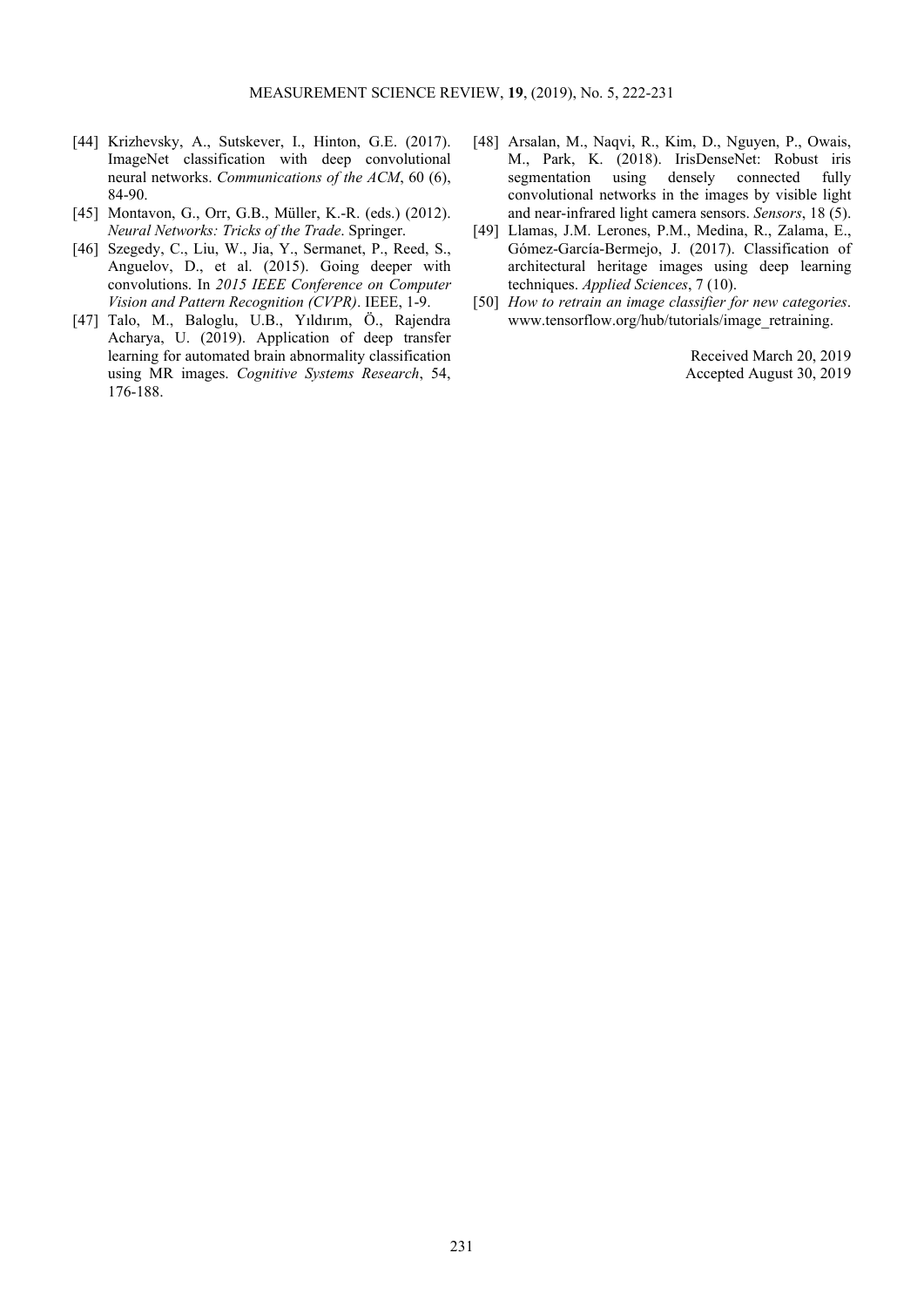[44] Krizhevsky, A., Sutskever, I., Hinton, G.E. (2017). ImageNet classification with deep convolutional neural networks. *Communications of the ACM*, 60 (6), 84-90.

[45] Montavon, G., Orr, G.B., Müller, K.-R. (eds.) (2012). *Neural Networks: Tricks of the Trade*. Springer.

[46] Szegedy, C., Liu, W., Jia, Y., Sermanet, P., Reed, S., Anguelov, D., et al. (2015). Going deeper with convolutions. In *2015 IEEE Conference on Computer Vision and Pattern Recognition (CVPR)*. IEEE, 1-9.

[47] Talo, M., Baloglu, U.B., Yıldırım, Ö., Rajendra Acharya, U. (2019). Application of deep transfer learning for automated brain abnormality classification using MR images. *Cognitive Systems Research*, 54, 176-188.

[48] Arsalan, M., Naqvi, R., Kim, D., Nguyen, P., Owais, M., Park, K. (2018). IrisDenseNet: Robust iris segmentation using densely connected fully convolutional networks in the images by visible light and near-infrared light camera sensors. *Sensors*, 18 (5).

[49] Llamas, J.M. Lerones, P.M., Medina, R., Zalama, E., Gómez-García-Bermejo, J. (2017). Classification of architectural heritage images using deep learning techniques. *Applied Sciences*, 7 (10).

[50] *How to retrain an image classifier for new categories*. www.tensorflow.org/hub/tutorials/image_retraining.

Received March 20, 2019
Accepted August 30, 2019